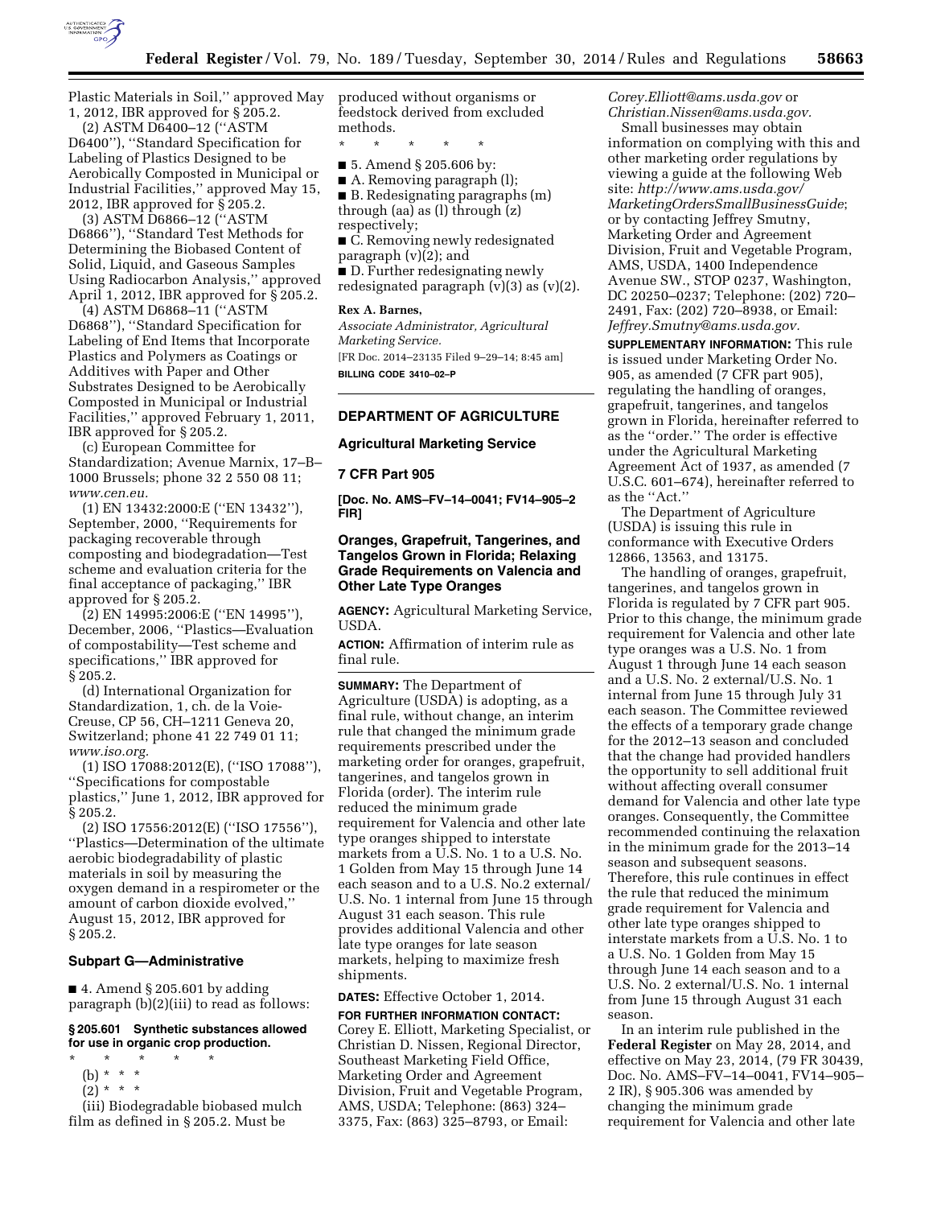Plastic Materials in Soil,'' approved May 1, 2012, IBR approved for § 205.2.

(2) ASTM D6400–12 (''ASTM D6400''), ''Standard Specification for Labeling of Plastics Designed to be Aerobically Composted in Municipal or Industrial Facilities,'' approved May 15, 2012, IBR approved for § 205.2.

(3) ASTM D6866–12 (''ASTM D6866''), ''Standard Test Methods for Determining the Biobased Content of Solid, Liquid, and Gaseous Samples Using Radiocarbon Analysis,'' approved April 1, 2012, IBR approved for § 205.2.

(4) ASTM D6868–11 (''ASTM D6868''), ''Standard Specification for Labeling of End Items that Incorporate Plastics and Polymers as Coatings or Additives with Paper and Other Substrates Designed to be Aerobically Composted in Municipal or Industrial Facilities,'' approved February 1, 2011, IBR approved for § 205.2.

(c) European Committee for Standardization; Avenue Marnix, 17–B–1000 Brussels; phone 32 2 550 08 11; *www.cen.eu.*

(1) EN 13432:2000:E (''EN 13432''), September, 2000, ''Requirements for packaging recoverable through composting and biodegradation—Test scheme and evaluation criteria for the final acceptance of packaging,'' IBR approved for § 205.2.

(2) EN 14995:2006:E (''EN 14995''), December, 2006, ''Plastics—Evaluation of compostability—Test scheme and specifications,'' IBR approved for § 205.2.

(d) International Organization for Standardization, 1, ch. de la Voie-Creuse, CP 56, CH–1211 Geneva 20, Switzerland; phone 41 22 749 01 11; *www.iso.org.*

(1) ISO 17088:2012(E), (''ISO 17088''), ''Specifications for compostable plastics,'' June 1, 2012, IBR approved for § 205.2.

(2) ISO 17556:2012(E) (''ISO 17556''), ''Plastics—Determination of the ultimate aerobic biodegradability of plastic materials in soil by measuring the oxygen demand in a respirometer or the amount of carbon dioxide evolved,'' August 15, 2012, IBR approved for § 205.2.

### Subpart G—Administrative

■ 4. Amend § 205.601 by adding paragraph (b)(2)(iii) to read as follows:

**§ 205.601 Synthetic substances allowed for use in organic crop production.**

\* \* \* \* \*

(b) \* \* \*

(2) \* \* \*

(iii) Biodegradable biobased mulch film as defined in § 205.2. Must be produced without organisms or feedstock derived from excluded methods.

\* \* \* \* \*

■ 5. Amend § 205.606 by:

■ A. Removing paragraph (l);

■ B. Redesignating paragraphs (m) through (aa) as (l) through (z) respectively;

■ C. Removing newly redesignated paragraph (v)(2); and

■ D. Further redesignating newly redesignated paragraph (v)(3) as (v)(2).

**Rex A. Barnes,**

*Associate Administrator, Agricultural Marketing Service.*

[FR Doc. 2014–23135 Filed 9–29–14; 8:45 am]

**BILLING CODE 3410–02–P**

---

## DEPARTMENT OF AGRICULTURE

### Agricultural Marketing Service

### 7 CFR Part 905

**[Doc. No. AMS–FV–14–0041; FV14–905–2 FIR]**

## Oranges, Grapefruit, Tangerines, and Tangelos Grown in Florida; Relaxing Grade Requirements on Valencia and Other Late Type Oranges

**AGENCY:** Agricultural Marketing Service, USDA.

**ACTION:** Affirmation of interim rule as final rule.

**SUMMARY:** The Department of Agriculture (USDA) is adopting, as a final rule, without change, an interim rule that changed the minimum grade requirements prescribed under the marketing order for oranges, grapefruit, tangerines, and tangelos grown in Florida (order). The interim rule reduced the minimum grade requirement for Valencia and other late type oranges shipped to interstate markets from a U.S. No. 1 to a U.S. No. 1 Golden from May 15 through June 14 each season and to a U.S. No.2 external/U.S. No. 1 internal from June 15 through August 31 each season. This rule provides additional Valencia and other late type oranges for late season markets, helping to maximize fresh shipments.

**DATES:** Effective October 1, 2014.

**FOR FURTHER INFORMATION CONTACT:** Corey E. Elliott, Marketing Specialist, or Christian D. Nissen, Regional Director, Southeast Marketing Field Office, Marketing Order and Agreement Division, Fruit and Vegetable Program, AMS, USDA; Telephone: (863) 324–3375, Fax: (863) 325–8793, or Email: *Corey.Elliott@ams.usda.gov* or *Christian.Nissen@ams.usda.gov.*

Small businesses may obtain information on complying with this and other marketing order regulations by viewing a guide at the following Web site: *http://www.ams.usda.gov/MarketingOrdersSmallBusinessGuide*; or by contacting Jeffrey Smutny, Marketing Order and Agreement Division, Fruit and Vegetable Program, AMS, USDA, 1400 Independence Avenue SW., STOP 0237, Washington, DC 20250–0237; Telephone: (202) 720–2491, Fax: (202) 720–8938, or Email: *Jeffrey.Smutny@ams.usda.gov.*

**SUPPLEMENTARY INFORMATION:** This rule is issued under Marketing Order No. 905, as amended (7 CFR part 905), regulating the handling of oranges, grapefruit, tangerines, and tangelos grown in Florida, hereinafter referred to as the ''order.'' The order is effective under the Agricultural Marketing Agreement Act of 1937, as amended (7 U.S.C. 601–674), hereinafter referred to as the ''Act.''

The Department of Agriculture (USDA) is issuing this rule in conformance with Executive Orders 12866, 13563, and 13175.

The handling of oranges, grapefruit, tangerines, and tangelos grown in Florida is regulated by 7 CFR part 905. Prior to this change, the minimum grade requirement for Valencia and other late type oranges was a U.S. No. 1 from August 1 through June 14 each season and a U.S. No. 2 external/U.S. No. 1 internal from June 15 through July 31 each season. The Committee reviewed the effects of a temporary grade change for the 2012–13 season and concluded that the change had provided handlers the opportunity to sell additional fruit without affecting overall consumer demand for Valencia and other late type oranges. Consequently, the Committee recommended continuing the relaxation in the minimum grade for the 2013–14 season and subsequent seasons. Therefore, this rule continues in effect the rule that reduced the minimum grade requirement for Valencia and other late type oranges shipped to interstate markets from a U.S. No. 1 to a U.S. No. 1 Golden from May 15 through June 14 each season and to a U.S. No. 2 external/U.S. No. 1 internal from June 15 through August 31 each season.

In an interim rule published in the **Federal Register** on May 28, 2014, and effective on May 23, 2014, (79 FR 30439, Doc. No. AMS–FV–14–0041, FV14–905–2 IR), § 905.306 was amended by changing the minimum grade requirement for Valencia and other late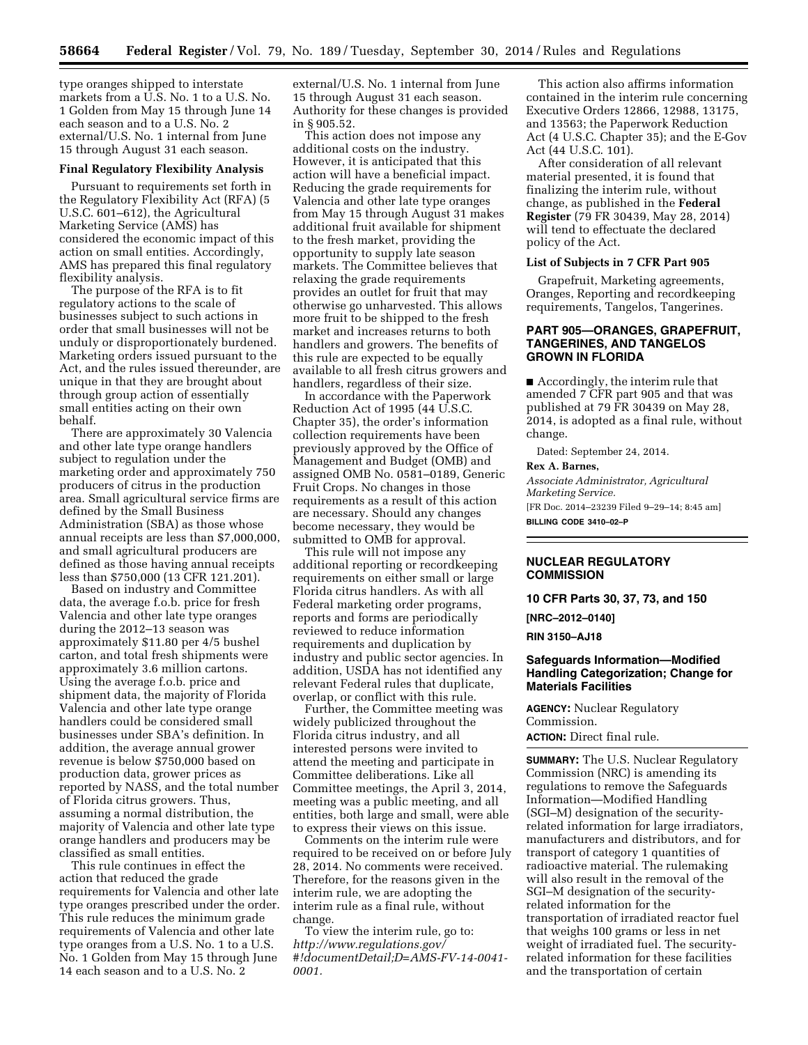type oranges shipped to interstate markets from a U.S. No. 1 to a U.S. No. 1 Golden from May 15 through June 14 each season and to a U.S. No. 2 external/U.S. No. 1 internal from June 15 through August 31 each season.

### Final Regulatory Flexibility Analysis

Pursuant to requirements set forth in the Regulatory Flexibility Act (RFA) (5 U.S.C. 601–612), the Agricultural Marketing Service (AMS) has considered the economic impact of this action on small entities. Accordingly, AMS has prepared this final regulatory flexibility analysis.

The purpose of the RFA is to fit regulatory actions to the scale of businesses subject to such actions in order that small businesses will not be unduly or disproportionately burdened. Marketing orders issued pursuant to the Act, and the rules issued thereunder, are unique in that they are brought about through group action of essentially small entities acting on their own behalf.

There are approximately 30 Valencia and other late type orange handlers subject to regulation under the marketing order and approximately 750 producers of citrus in the production area. Small agricultural service firms are defined by the Small Business Administration (SBA) as those whose annual receipts are less than $7,000,000, and small agricultural producers are defined as those having annual receipts less than $750,000 (13 CFR 121.201).

Based on industry and Committee data, the average f.o.b. price for fresh Valencia and other late type oranges during the 2012–13 season was approximately $11.80 per 4/5 bushel carton, and total fresh shipments were approximately 3.6 million cartons. Using the average f.o.b. price and shipment data, the majority of Florida Valencia and other late type orange handlers could be considered small businesses under SBA's definition. In addition, the average annual grower revenue is below $750,000 based on production data, grower prices as reported by NASS, and the total number of Florida citrus growers. Thus, assuming a normal distribution, the majority of Valencia and other late type orange handlers and producers may be classified as small entities.

This rule continues in effect the action that reduced the grade requirements for Valencia and other late type oranges prescribed under the order. This rule reduces the minimum grade requirements of Valencia and other late type oranges from a U.S. No. 1 to a U.S. No. 1 Golden from May 15 through June 14 each season and to a U.S. No. 2 external/U.S. No. 1 internal from June 15 through August 31 each season. Authority for these changes is provided in § 905.52.

This action does not impose any additional costs on the industry. However, it is anticipated that this action will have a beneficial impact. Reducing the grade requirements for Valencia and other late type oranges from May 15 through August 31 makes additional fruit available for shipment to the fresh market, providing the opportunity to supply late season markets. The Committee believes that relaxing the grade requirements provides an outlet for fruit that may otherwise go unharvested. This allows more fruit to be shipped to the fresh market and increases returns to both handlers and growers. The benefits of this rule are expected to be equally available to all fresh citrus growers and handlers, regardless of their size.

In accordance with the Paperwork Reduction Act of 1995 (44 U.S.C. Chapter 35), the order's information collection requirements have been previously approved by the Office of Management and Budget (OMB) and assigned OMB No. 0581–0189, Generic Fruit Crops. No changes in those requirements as a result of this action are necessary. Should any changes become necessary, they would be submitted to OMB for approval.

This rule will not impose any additional reporting or recordkeeping requirements on either small or large Florida citrus handlers. As with all Federal marketing order programs, reports and forms are periodically reviewed to reduce information requirements and duplication by industry and public sector agencies. In addition, USDA has not identified any relevant Federal rules that duplicate, overlap, or conflict with this rule.

Further, the Committee meeting was widely publicized throughout the Florida citrus industry, and all interested persons were invited to attend the meeting and participate in Committee deliberations. Like all Committee meetings, the April 3, 2014, meeting was a public meeting, and all entities, both large and small, were able to express their views on this issue.

Comments on the interim rule were required to be received on or before July 28, 2014. No comments were received. Therefore, for the reasons given in the interim rule, we are adopting the interim rule as a final rule, without change.

To view the interim rule, go to: *http://www.regulations.gov/#!documentDetail;D=AMS-FV-14-0041-0001.*

This action also affirms information contained in the interim rule concerning Executive Orders 12866, 12988, 13175, and 13563; the Paperwork Reduction Act (4 U.S.C. Chapter 35); and the E-Gov Act (44 U.S.C. 101).

After consideration of all relevant material presented, it is found that finalizing the interim rule, without change, as published in the **Federal Register** (79 FR 30439, May 28, 2014) will tend to effectuate the declared policy of the Act.

### List of Subjects in 7 CFR Part 905

Grapefruit, Marketing agreements, Oranges, Reporting and recordkeeping requirements, Tangelos, Tangerines.

## PART 905—ORANGES, GRAPEFRUIT, TANGERINES, AND TANGELOS GROWN IN FLORIDA

■ Accordingly, the interim rule that amended 7 CFR part 905 and that was published at 79 FR 30439 on May 28, 2014, is adopted as a final rule, without change.

Dated: September 24, 2014.

**Rex A. Barnes,**

*Associate Administrator, Agricultural Marketing Service.*

[FR Doc. 2014–23239 Filed 9–29–14; 8:45 am]

**BILLING CODE 3410–02–P**

---

## NUCLEAR REGULATORY COMMISSION

**10 CFR Parts 30, 37, 73, and 150**

**[NRC–2012–0140]**

**RIN 3150–AJ18**

## Safeguards Information—Modified Handling Categorization; Change for Materials Facilities

**AGENCY:** Nuclear Regulatory Commission.

**ACTION:** Direct final rule.

**SUMMARY:** The U.S. Nuclear Regulatory Commission (NRC) is amending its regulations to remove the Safeguards Information—Modified Handling (SGI–M) designation of the security-related information for large irradiators, manufacturers and distributors, and for transport of category 1 quantities of radioactive material. The rulemaking will also result in the removal of the SGI–M designation of the security-related information for the transportation of irradiated reactor fuel that weighs 100 grams or less in net weight of irradiated fuel. The security-related information for these facilities and the transportation of certain